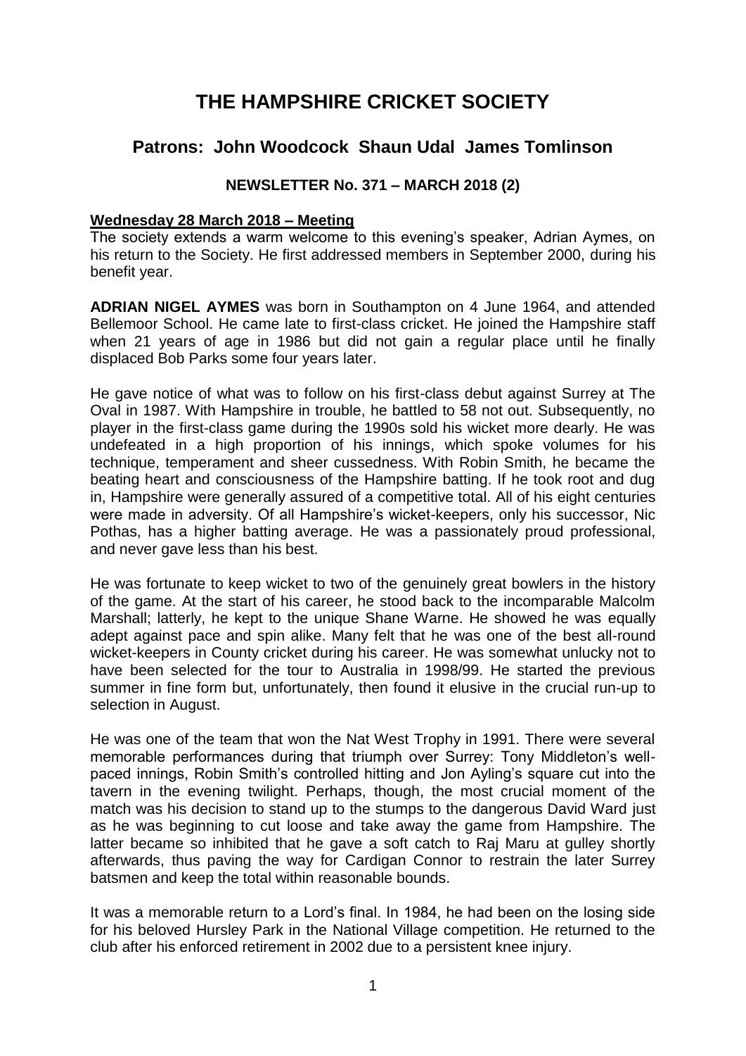# THE HAMPSHIRE CRICKET SOCIETY

## Patrons: John Woodcock Shaun Udal James Tomlinson

### NEWSLETTER No. 371 – MARCH 2018 (2)

**Wednesday 28 March 2018 – Meeting**

The society extends a warm welcome to this evening's speaker, Adrian Aymes, on his return to the Society. He first addressed members in September 2000, during his benefit year.

**ADRIAN NIGEL AYMES** was born in Southampton on 4 June 1964, and attended Bellemoor School. He came late to first-class cricket. He joined the Hampshire staff when 21 years of age in 1986 but did not gain a regular place until he finally displaced Bob Parks some four years later.

He gave notice of what was to follow on his first-class debut against Surrey at The Oval in 1987. With Hampshire in trouble, he battled to 58 not out. Subsequently, no player in the first-class game during the 1990s sold his wicket more dearly. He was undefeated in a high proportion of his innings, which spoke volumes for his technique, temperament and sheer cussedness. With Robin Smith, he became the beating heart and consciousness of the Hampshire batting. If he took root and dug in, Hampshire were generally assured of a competitive total. All of his eight centuries were made in adversity. Of all Hampshire's wicket-keepers, only his successor, Nic Pothas, has a higher batting average. He was a passionately proud professional, and never gave less than his best.

He was fortunate to keep wicket to two of the genuinely great bowlers in the history of the game. At the start of his career, he stood back to the incomparable Malcolm Marshall; latterly, he kept to the unique Shane Warne. He showed he was equally adept against pace and spin alike. Many felt that he was one of the best all-round wicket-keepers in County cricket during his career. He was somewhat unlucky not to have been selected for the tour to Australia in 1998/99. He started the previous summer in fine form but, unfortunately, then found it elusive in the crucial run-up to selection in August.

He was one of the team that won the Nat West Trophy in 1991. There were several memorable performances during that triumph over Surrey: Tony Middleton's well-paced innings, Robin Smith's controlled hitting and Jon Ayling's square cut into the tavern in the evening twilight. Perhaps, though, the most crucial moment of the match was his decision to stand up to the stumps to the dangerous David Ward just as he was beginning to cut loose and take away the game from Hampshire. The latter became so inhibited that he gave a soft catch to Raj Maru at gulley shortly afterwards, thus paving the way for Cardigan Connor to restrain the later Surrey batsmen and keep the total within reasonable bounds.

It was a memorable return to a Lord's final. In 1984, he had been on the losing side for his beloved Hursley Park in the National Village competition. He returned to the club after his enforced retirement in 2002 due to a persistent knee injury.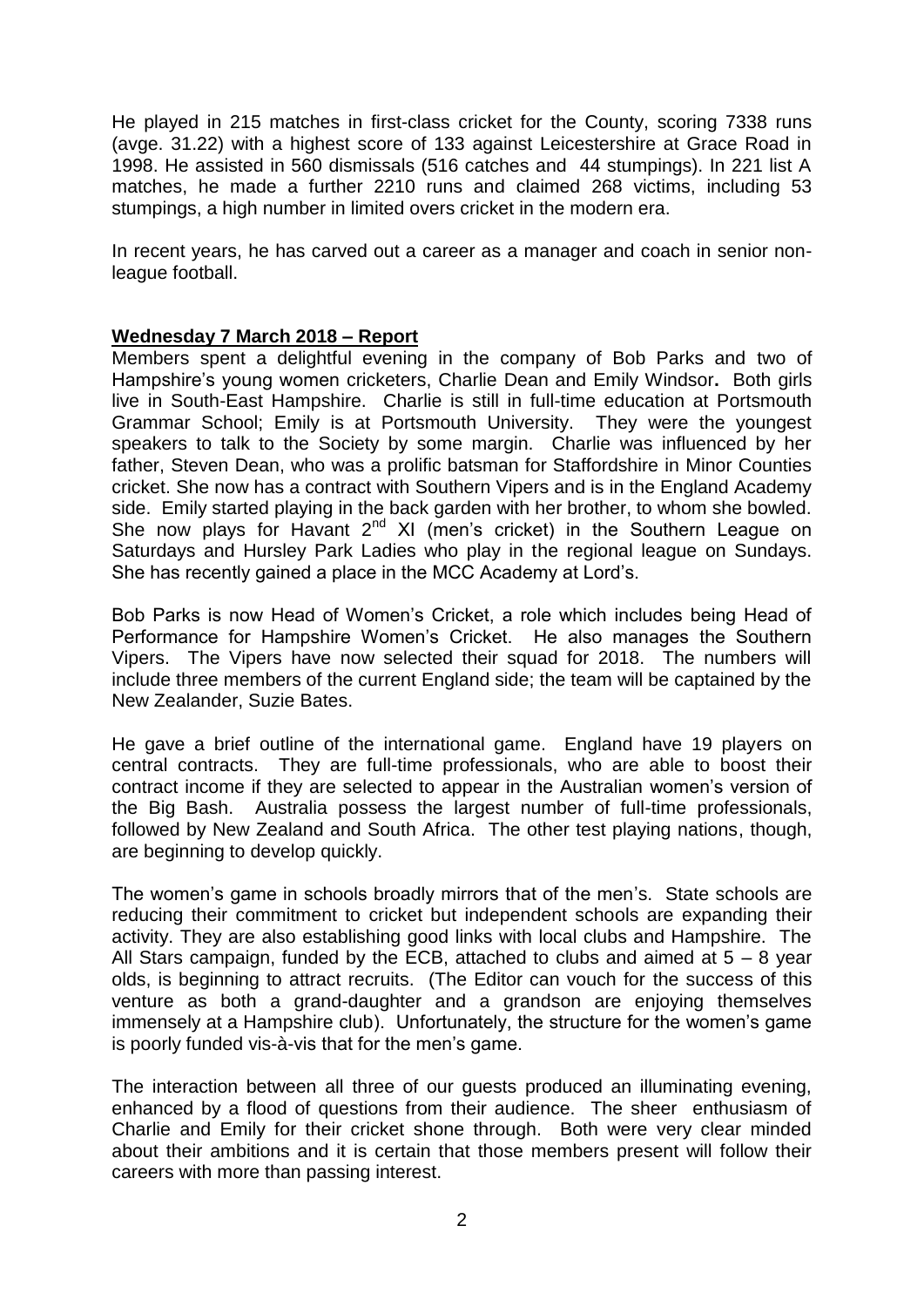He played in 215 matches in first-class cricket for the County, scoring 7338 runs (avge. 31.22) with a highest score of 133 against Leicestershire at Grace Road in 1998. He assisted in 560 dismissals (516 catches and 44 stumpings). In 221 list A matches, he made a further 2210 runs and claimed 268 victims, including 53 stumpings, a high number in limited overs cricket in the modern era.

In recent years, he has carved out a career as a manager and coach in senior non-league football.

**Wednesday 7 March 2018 – Report**

Members spent a delightful evening in the company of Bob Parks and two of Hampshire's young women cricketers, Charlie Dean and Emily Windsor**.** Both girls live in South-East Hampshire. Charlie is still in full-time education at Portsmouth Grammar School; Emily is at Portsmouth University. They were the youngest speakers to talk to the Society by some margin. Charlie was influenced by her father, Steven Dean, who was a prolific batsman for Staffordshire in Minor Counties cricket. She now has a contract with Southern Vipers and is in the England Academy side. Emily started playing in the back garden with her brother, to whom she bowled. She now plays for Havant 2nd XI (men's cricket) in the Southern League on Saturdays and Hursley Park Ladies who play in the regional league on Sundays. She has recently gained a place in the MCC Academy at Lord's.

Bob Parks is now Head of Women's Cricket, a role which includes being Head of Performance for Hampshire Women's Cricket. He also manages the Southern Vipers. The Vipers have now selected their squad for 2018. The numbers will include three members of the current England side; the team will be captained by the New Zealander, Suzie Bates.

He gave a brief outline of the international game. England have 19 players on central contracts. They are full-time professionals, who are able to boost their contract income if they are selected to appear in the Australian women's version of the Big Bash. Australia possess the largest number of full-time professionals, followed by New Zealand and South Africa. The other test playing nations, though, are beginning to develop quickly.

The women's game in schools broadly mirrors that of the men's. State schools are reducing their commitment to cricket but independent schools are expanding their activity. They are also establishing good links with local clubs and Hampshire. The All Stars campaign, funded by the ECB, attached to clubs and aimed at 5 – 8 year olds, is beginning to attract recruits. (The Editor can vouch for the success of this venture as both a grand-daughter and a grandson are enjoying themselves immensely at a Hampshire club). Unfortunately, the structure for the women's game is poorly funded vis-à-vis that for the men's game.

The interaction between all three of our guests produced an illuminating evening, enhanced by a flood of questions from their audience. The sheer enthusiasm of Charlie and Emily for their cricket shone through. Both were very clear minded about their ambitions and it is certain that those members present will follow their careers with more than passing interest.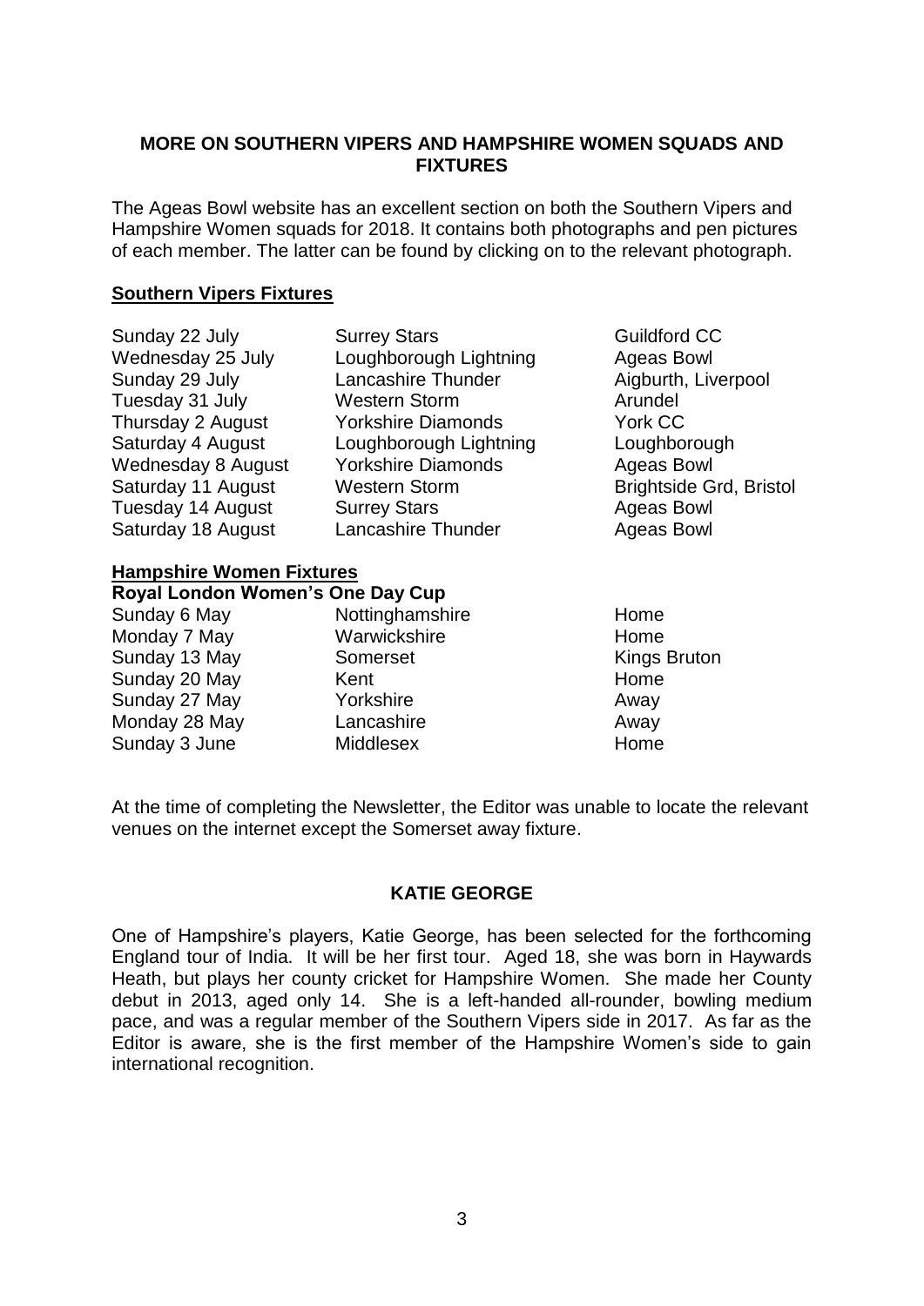## MORE ON SOUTHERN VIPERS AND HAMPSHIRE WOMEN SQUADS AND FIXTURES

The Ageas Bowl website has an excellent section on both the Southern Vipers and Hampshire Women squads for 2018. It contains both photographs and pen pictures of each member. The latter can be found by clicking on to the relevant photograph.

### Southern Vipers Fixtures

| | | |
|---|---|---|
| Sunday 22 July | Surrey Stars | Guildford CC |
| Wednesday 25 July | Loughborough Lightning | Ageas Bowl |
| Sunday 29 July | Lancashire Thunder | Aigburth, Liverpool |
| Tuesday 31 July | Western Storm | Arundel |
| Thursday 2 August | Yorkshire Diamonds | York CC |
| Saturday 4 August | Loughborough Lightning | Loughborough |
| Wednesday 8 August | Yorkshire Diamonds | Ageas Bowl |
| Saturday 11 August | Western Storm | Brightside Grd, Bristol |
| Tuesday 14 August | Surrey Stars | Ageas Bowl |
| Saturday 18 August | Lancashire Thunder | Ageas Bowl |

### Hampshire Women Fixtures

**Royal London Women's One Day Cup**

| | | |
|---|---|---|
| Sunday 6 May | Nottinghamshire | Home |
| Monday 7 May | Warwickshire | Home |
| Sunday 13 May | Somerset | Kings Bruton |
| Sunday 20 May | Kent | Home |
| Sunday 27 May | Yorkshire | Away |
| Monday 28 May | Lancashire | Away |
| Sunday 3 June | Middlesex | Home |

At the time of completing the Newsletter, the Editor was unable to locate the relevant venues on the internet except the Somerset away fixture.

## KATIE GEORGE

One of Hampshire's players, Katie George, has been selected for the forthcoming England tour of India. It will be her first tour. Aged 18, she was born in Haywards Heath, but plays her county cricket for Hampshire Women. She made her County debut in 2013, aged only 14. She is a left-handed all-rounder, bowling medium pace, and was a regular member of the Southern Vipers side in 2017. As far as the Editor is aware, she is the first member of the Hampshire Women's side to gain international recognition.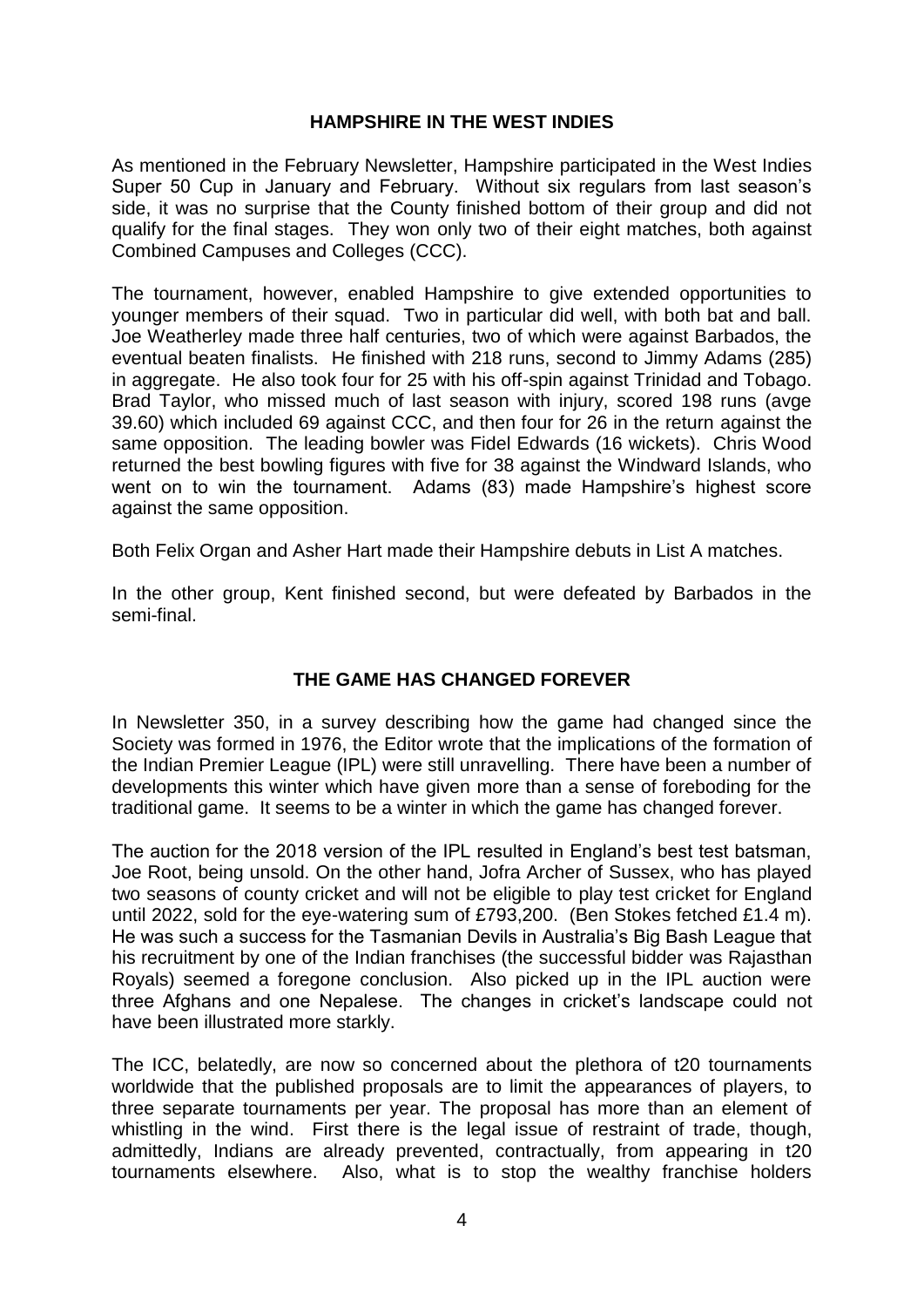## HAMPSHIRE IN THE WEST INDIES

As mentioned in the February Newsletter, Hampshire participated in the West Indies Super 50 Cup in January and February. Without six regulars from last season's side, it was no surprise that the County finished bottom of their group and did not qualify for the final stages. They won only two of their eight matches, both against Combined Campuses and Colleges (CCC).

The tournament, however, enabled Hampshire to give extended opportunities to younger members of their squad. Two in particular did well, with both bat and ball. Joe Weatherley made three half centuries, two of which were against Barbados, the eventual beaten finalists. He finished with 218 runs, second to Jimmy Adams (285) in aggregate. He also took four for 25 with his off-spin against Trinidad and Tobago. Brad Taylor, who missed much of last season with injury, scored 198 runs (avge 39.60) which included 69 against CCC, and then four for 26 in the return against the same opposition. The leading bowler was Fidel Edwards (16 wickets). Chris Wood returned the best bowling figures with five for 38 against the Windward Islands, who went on to win the tournament. Adams (83) made Hampshire's highest score against the same opposition.

Both Felix Organ and Asher Hart made their Hampshire debuts in List A matches.

In the other group, Kent finished second, but were defeated by Barbados in the semi-final.

## THE GAME HAS CHANGED FOREVER

In Newsletter 350, in a survey describing how the game had changed since the Society was formed in 1976, the Editor wrote that the implications of the formation of the Indian Premier League (IPL) were still unravelling. There have been a number of developments this winter which have given more than a sense of foreboding for the traditional game. It seems to be a winter in which the game has changed forever.

The auction for the 2018 version of the IPL resulted in England's best test batsman, Joe Root, being unsold. On the other hand, Jofra Archer of Sussex, who has played two seasons of county cricket and will not be eligible to play test cricket for England until 2022, sold for the eye-watering sum of £793,200. (Ben Stokes fetched £1.4 m). He was such a success for the Tasmanian Devils in Australia's Big Bash League that his recruitment by one of the Indian franchises (the successful bidder was Rajasthan Royals) seemed a foregone conclusion. Also picked up in the IPL auction were three Afghans and one Nepalese. The changes in cricket's landscape could not have been illustrated more starkly.

The ICC, belatedly, are now so concerned about the plethora of t20 tournaments worldwide that the published proposals are to limit the appearances of players, to three separate tournaments per year. The proposal has more than an element of whistling in the wind. First there is the legal issue of restraint of trade, though, admittedly, Indians are already prevented, contractually, from appearing in t20 tournaments elsewhere. Also, what is to stop the wealthy franchise holders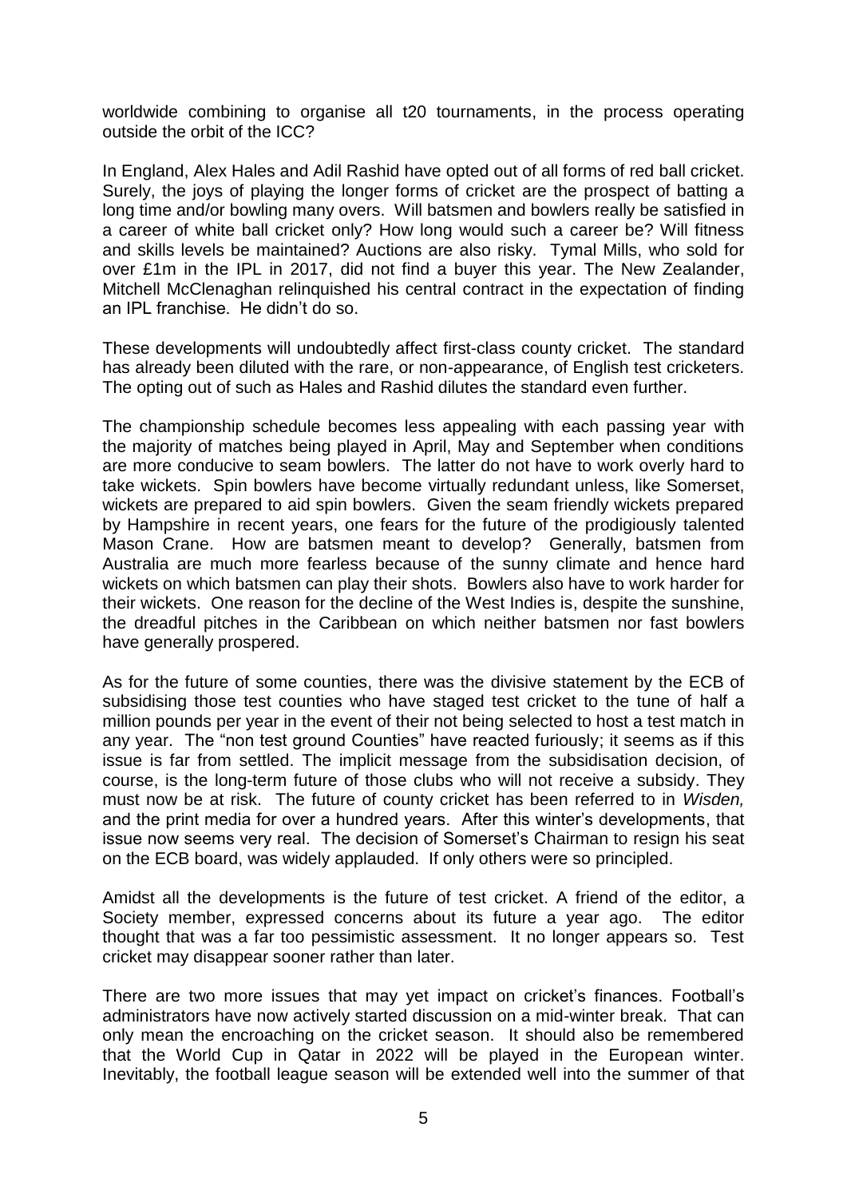worldwide combining to organise all t20 tournaments, in the process operating outside the orbit of the ICC?

In England, Alex Hales and Adil Rashid have opted out of all forms of red ball cricket. Surely, the joys of playing the longer forms of cricket are the prospect of batting a long time and/or bowling many overs. Will batsmen and bowlers really be satisfied in a career of white ball cricket only? How long would such a career be? Will fitness and skills levels be maintained? Auctions are also risky. Tymal Mills, who sold for over £1m in the IPL in 2017, did not find a buyer this year. The New Zealander, Mitchell McClenaghan relinquished his central contract in the expectation of finding an IPL franchise. He didn't do so.

These developments will undoubtedly affect first-class county cricket. The standard has already been diluted with the rare, or non-appearance, of English test cricketers. The opting out of such as Hales and Rashid dilutes the standard even further.

The championship schedule becomes less appealing with each passing year with the majority of matches being played in April, May and September when conditions are more conducive to seam bowlers. The latter do not have to work overly hard to take wickets. Spin bowlers have become virtually redundant unless, like Somerset, wickets are prepared to aid spin bowlers. Given the seam friendly wickets prepared by Hampshire in recent years, one fears for the future of the prodigiously talented Mason Crane. How are batsmen meant to develop? Generally, batsmen from Australia are much more fearless because of the sunny climate and hence hard wickets on which batsmen can play their shots. Bowlers also have to work harder for their wickets. One reason for the decline of the West Indies is, despite the sunshine, the dreadful pitches in the Caribbean on which neither batsmen nor fast bowlers have generally prospered.

As for the future of some counties, there was the divisive statement by the ECB of subsidising those test counties who have staged test cricket to the tune of half a million pounds per year in the event of their not being selected to host a test match in any year. The "non test ground Counties" have reacted furiously; it seems as if this issue is far from settled. The implicit message from the subsidisation decision, of course, is the long-term future of those clubs who will not receive a subsidy. They must now be at risk. The future of county cricket has been referred to in *Wisden,* and the print media for over a hundred years. After this winter's developments, that issue now seems very real. The decision of Somerset's Chairman to resign his seat on the ECB board, was widely applauded. If only others were so principled.

Amidst all the developments is the future of test cricket. A friend of the editor, a Society member, expressed concerns about its future a year ago. The editor thought that was a far too pessimistic assessment. It no longer appears so. Test cricket may disappear sooner rather than later.

There are two more issues that may yet impact on cricket's finances. Football's administrators have now actively started discussion on a mid-winter break. That can only mean the encroaching on the cricket season. It should also be remembered that the World Cup in Qatar in 2022 will be played in the European winter. Inevitably, the football league season will be extended well into the summer of that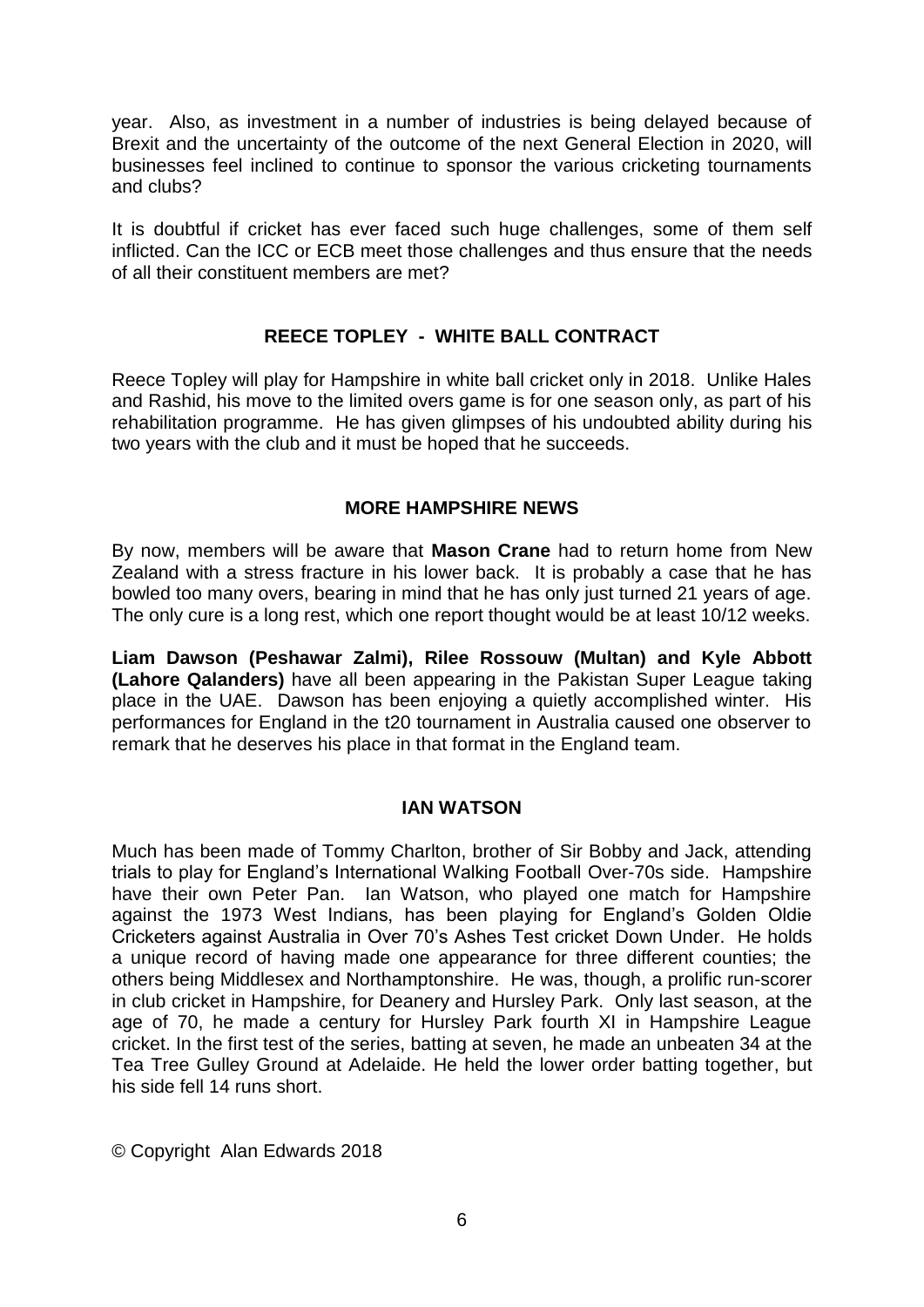year. Also, as investment in a number of industries is being delayed because of Brexit and the uncertainty of the outcome of the next General Election in 2020, will businesses feel inclined to continue to sponsor the various cricketing tournaments and clubs?

It is doubtful if cricket has ever faced such huge challenges, some of them self inflicted. Can the ICC or ECB meet those challenges and thus ensure that the needs of all their constituent members are met?

## REECE TOPLEY - WHITE BALL CONTRACT

Reece Topley will play for Hampshire in white ball cricket only in 2018. Unlike Hales and Rashid, his move to the limited overs game is for one season only, as part of his rehabilitation programme. He has given glimpses of his undoubted ability during his two years with the club and it must be hoped that he succeeds.

## MORE HAMPSHIRE NEWS

By now, members will be aware that **Mason Crane** had to return home from New Zealand with a stress fracture in his lower back. It is probably a case that he has bowled too many overs, bearing in mind that he has only just turned 21 years of age. The only cure is a long rest, which one report thought would be at least 10/12 weeks.

**Liam Dawson (Peshawar Zalmi), Rilee Rossouw (Multan) and Kyle Abbott (Lahore Qalanders)** have all been appearing in the Pakistan Super League taking place in the UAE. Dawson has been enjoying a quietly accomplished winter. His performances for England in the t20 tournament in Australia caused one observer to remark that he deserves his place in that format in the England team.

## IAN WATSON

Much has been made of Tommy Charlton, brother of Sir Bobby and Jack, attending trials to play for England's International Walking Football Over-70s side. Hampshire have their own Peter Pan. Ian Watson, who played one match for Hampshire against the 1973 West Indians, has been playing for England's Golden Oldie Cricketers against Australia in Over 70's Ashes Test cricket Down Under. He holds a unique record of having made one appearance for three different counties; the others being Middlesex and Northamptonshire. He was, though, a prolific run-scorer in club cricket in Hampshire, for Deanery and Hursley Park. Only last season, at the age of 70, he made a century for Hursley Park fourth XI in Hampshire League cricket. In the first test of the series, batting at seven, he made an unbeaten 34 at the Tea Tree Gulley Ground at Adelaide. He held the lower order batting together, but his side fell 14 runs short.

© Copyright Alan Edwards 2018